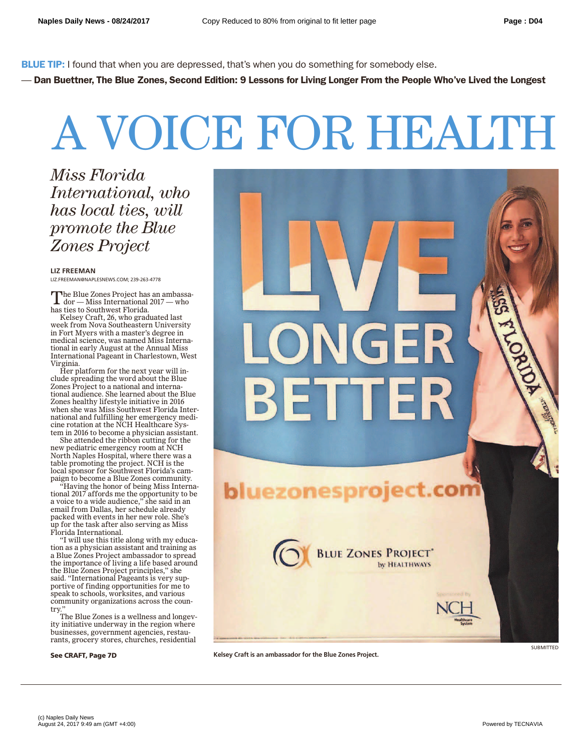**BLUE TIP:** I found that when you are depressed, that's when you do something for somebody else.

**— Dan Buettner, The Blue Zones, Second Edition: 9 Lessons for Living Longer From the People Who've Lived the Longest**

# A VOICE FOR HEALTH

*Miss Florida International, who has local ties, will promote the Blue Zones Project*

**LIZ FREEMAN**
LIZ.FREEMAN@NAPLESNEWS.COM; 239-263-4778

The Blue Zones Project has an ambassador — Miss International 2017 — who has ties to Southwest Florida.

Kelsey Craft, 26, who graduated last week from Nova Southeastern University in Fort Myers with a master's degree in medical science, was named Miss International in early August at the Annual Miss International Pageant in Charlestown, West Virginia.

Her platform for the next year will include spreading the word about the Blue Zones Project to a national and international audience. She learned about the Blue Zones healthy lifestyle initiative in 2016 when she was Miss Southwest Florida International and fulfilling her emergency medicine rotation at the NCH Healthcare System in 2016 to become a physician assistant.

She attended the ribbon cutting for the new pediatric emergency room at NCH North Naples Hospital, where there was a table promoting the project. NCH is the local sponsor for Southwest Florida's campaign to become a Blue Zones community.

"Having the honor of being Miss International 2017 affords me the opportunity to be a voice to a wide audience," she said in an email from Dallas, her schedule already packed with events in her new role. She's up for the task after also serving as Miss Florida International.

"I will use this title along with my education as a physician assistant and training as a Blue Zones Project ambassador to spread the importance of living a life based around the Blue Zones Project principles," she said. "International Pageants is very supportive of finding opportunities for me to speak to schools, worksites, and various community organizations across the country."

The Blue Zones is a wellness and longevity initiative underway in the region where businesses, government agencies, restaurants, grocery stores, churches, residential

**See CRAFT, Page 7D**

SUBMITTED

**Kelsey Craft is an ambassador for the Blue Zones Project.**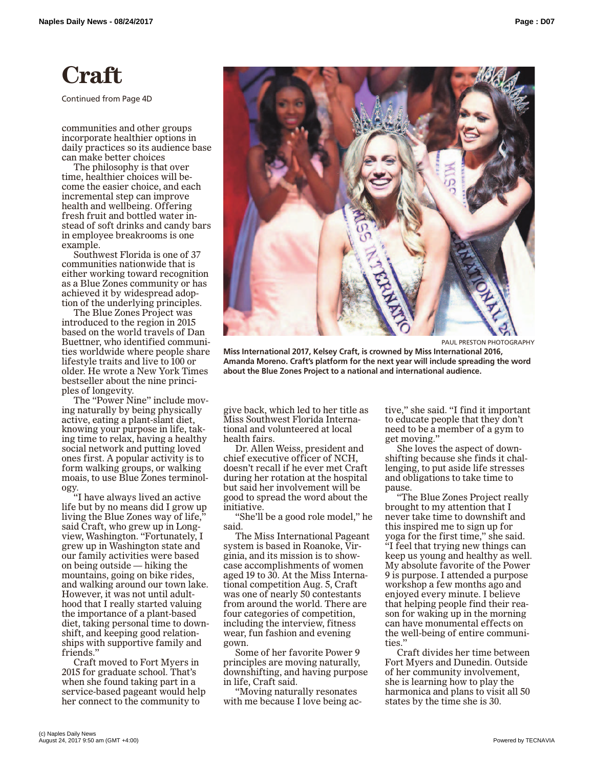# Craft

Continued from Page 4D

communities and other groups incorporate healthier options in daily practices so its audience base can make better choices

The philosophy is that over time, healthier choices will become the easier choice, and each incremental step can improve health and wellbeing. Offering fresh fruit and bottled water instead of soft drinks and candy bars in employee breakrooms is one example.

Southwest Florida is one of 37 communities nationwide that is either working toward recognition as a Blue Zones community or has achieved it by widespread adoption of the underlying principles.

The Blue Zones Project was introduced to the region in 2015 based on the world travels of Dan Buettner, who identified communities worldwide where people share lifestyle traits and live to 100 or older. He wrote a New York Times bestseller about the nine principles of longevity.

The "Power Nine" include moving naturally by being physically active, eating a plant-slant diet, knowing your purpose in life, taking time to relax, having a healthy social network and putting loved ones first. A popular activity is to form walking groups, or walking moais, to use Blue Zones terminology.

"I have always lived an active life but by no means did I grow up living the Blue Zones way of life," said Craft, who grew up in Longview, Washington. "Fortunately, I grew up in Washington state and our family activities were based on being outside — hiking the mountains, going on bike rides, and walking around our town lake. However, it was not until adulthood that I really started valuing the importance of a plant-based diet, taking personal time to downshift, and keeping good relationships with supportive family and friends."

Craft moved to Fort Myers in 2015 for graduate school. That's when she found taking part in a service-based pageant would help her connect to the community to give back, which led to her title as Miss Southwest Florida International and volunteered at local health fairs.

Dr. Allen Weiss, president and chief executive officer of NCH, doesn't recall if he ever met Craft during her rotation at the hospital but said her involvement will be good to spread the word about the initiative.

"She'll be a good role model," he said.

The Miss International Pageant system is based in Roanoke, Virginia, and its mission is to showcase accomplishments of women aged 19 to 30. At the Miss International competition Aug. 5, Craft was one of nearly 50 contestants from around the world. There are four categories of competition, including the interview, fitness wear, fun fashion and evening gown.

Some of her favorite Power 9 principles are moving naturally, downshifting, and having purpose in life, Craft said.

"Moving naturally resonates with me because I love being active," she said. "I find it important to educate people that they don't need to be a member of a gym to get moving."

She loves the aspect of downshifting because she finds it challenging, to put aside life stresses and obligations to take time to pause.

"The Blue Zones Project really brought to my attention that I never take time to downshift and this inspired me to sign up for yoga for the first time," she said. "I feel that trying new things can keep us young and healthy as well. My absolute favorite of the Power 9 is purpose. I attended a purpose workshop a few months ago and enjoyed every minute. I believe that helping people find their reason for waking up in the morning can have monumental effects on the well-being of entire communities."

Craft divides her time between Fort Myers and Dunedin. Outside of her community involvement, she is learning how to play the harmonica and plans to visit all 50 states by the time she is 30.

PAUL PRESTON PHOTOGRAPHY

**Miss International 2017, Kelsey Craft, is crowned by Miss International 2016, Amanda Moreno. Craft's platform for the next year will include spreading the word about the Blue Zones Project to a national and international audience.**